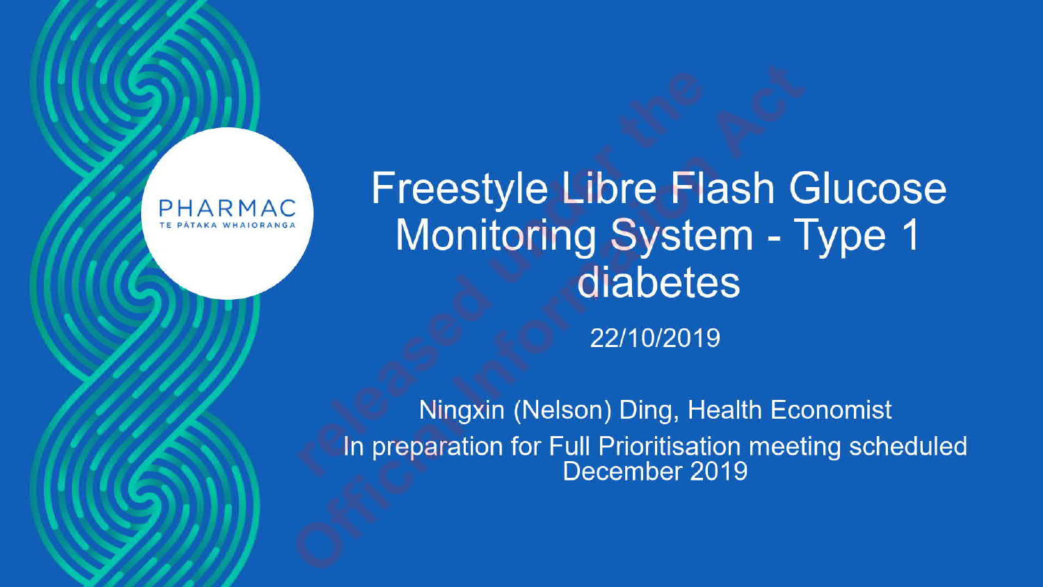# Freestyle Libre Flash Glucose Monitoring System - Type 1 diabetes

22/10/2019

Ningxin (Nelson) Ding, Health Economist

In preparation for Full Prioritisation meeting scheduled December 2019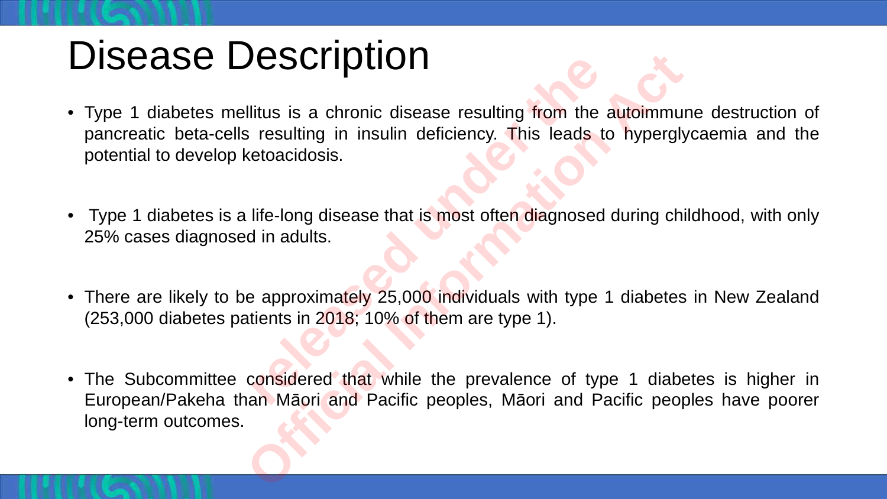# Disease Description

- Type 1 diabetes mellitus is a chronic disease resulting from the autoimmune destruction of pancreatic beta-cells resulting in insulin deficiency. This leads to hyperglycaemia and the potential to develop ketoacidosis.

- Type 1 diabetes is a life-long disease that is most often diagnosed during childhood, with only 25% cases diagnosed in adults.

- There are likely to be approximately 25,000 individuals with type 1 diabetes in New Zealand (253,000 diabetes patients in 2018; 10% of them are type 1).

- The Subcommittee considered that while the prevalence of type 1 diabetes is higher in European/Pakeha than Māori and Pacific peoples, Māori and Pacific peoples have poorer long-term outcomes.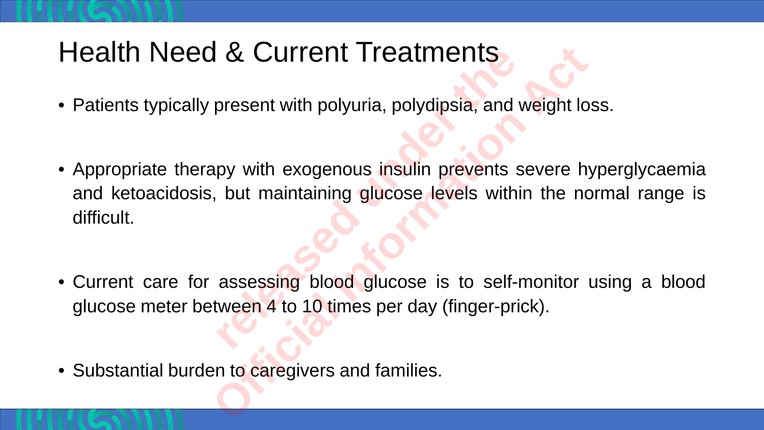# Health Need & Current Treatments

- Patients typically present with polyuria, polydipsia, and weight loss.
- Appropriate therapy with exogenous insulin prevents severe hyperglycaemia and ketoacidosis, but maintaining glucose levels within the normal range is difficult.
- Current care for assessing blood glucose is to self-monitor using a blood glucose meter between 4 to 10 times per day (finger-prick).
- Substantial burden to caregivers and families.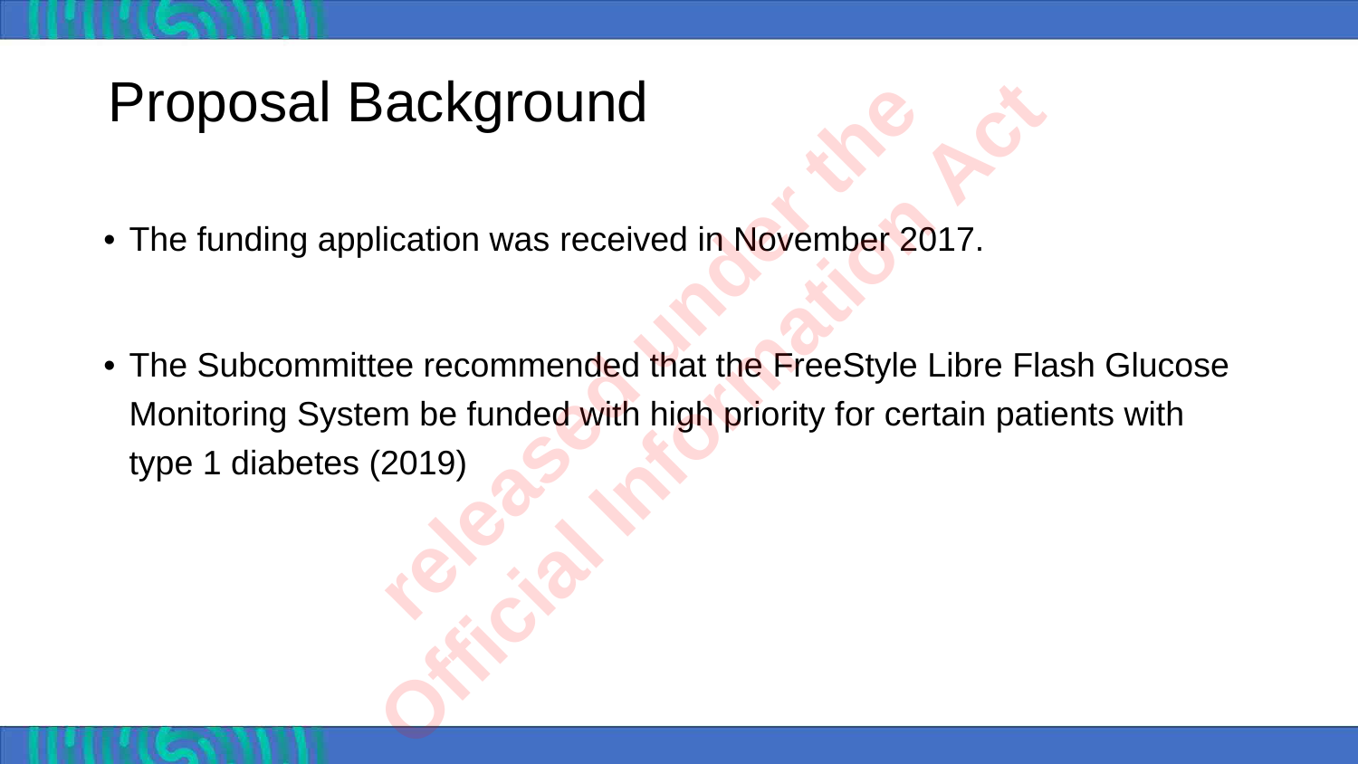# Proposal Background

- The funding application was received in November 2017.
- The Subcommittee recommended that the FreeStyle Libre Flash Glucose Monitoring System be funded with high priority for certain patients with type 1 diabetes (2019)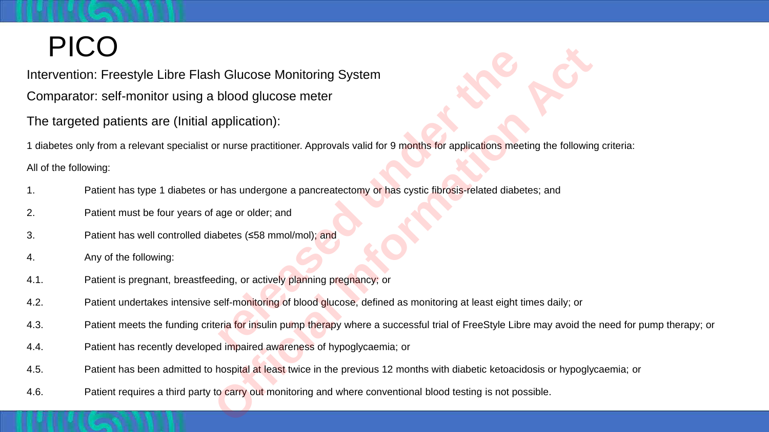# PICO

Intervention: Freestyle Libre Flash Glucose Monitoring System

Comparator: self-monitor using a blood glucose meter

The targeted patients are (Initial application):

1 diabetes only from a relevant specialist or nurse practitioner. Approvals valid for 9 months for applications meeting the following criteria:

All of the following:

1. Patient has type 1 diabetes or has undergone a pancreatectomy or has cystic fibrosis-related diabetes; and
2. Patient must be four years of age or older; and
3. Patient has well controlled diabetes (≤58 mmol/mol); and
4. Any of the following:

4.1. Patient is pregnant, breastfeeding, or actively planning pregnancy; or

4.2. Patient undertakes intensive self-monitoring of blood glucose, defined as monitoring at least eight times daily; or

4.3. Patient meets the funding criteria for insulin pump therapy where a successful trial of FreeStyle Libre may avoid the need for pump therapy; or

4.4. Patient has recently developed impaired awareness of hypoglycaemia; or

4.5. Patient has been admitted to hospital at least twice in the previous 12 months with diabetic ketoacidosis or hypoglycaemia; or

4.6. Patient requires a third party to carry out monitoring and where conventional blood testing is not possible.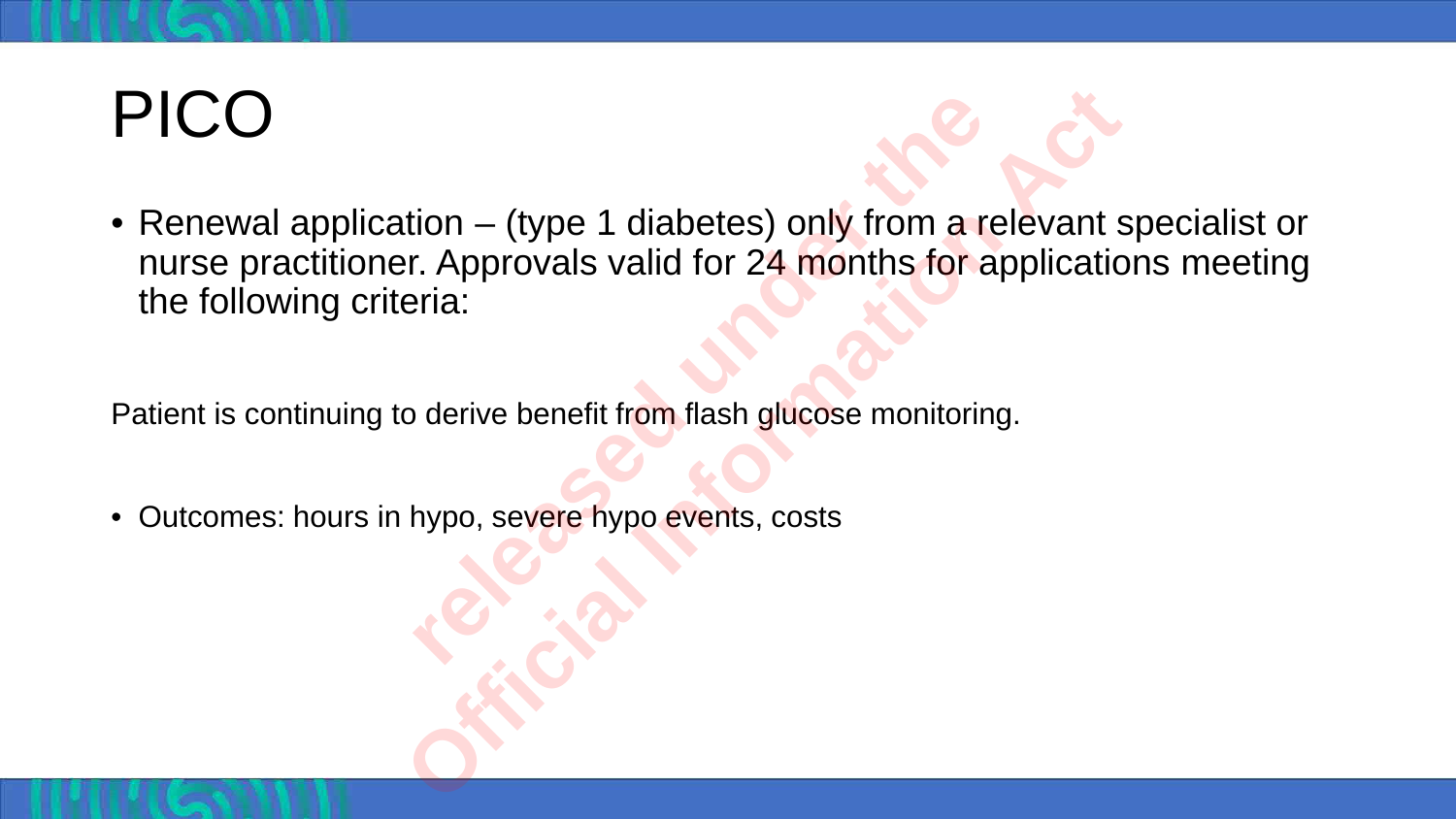# PICO

- Renewal application – (type 1 diabetes) only from a relevant specialist or nurse practitioner. Approvals valid for 24 months for applications meeting the following criteria:

Patient is continuing to derive benefit from flash glucose monitoring.

- Outcomes: hours in hypo, severe hypo events, costs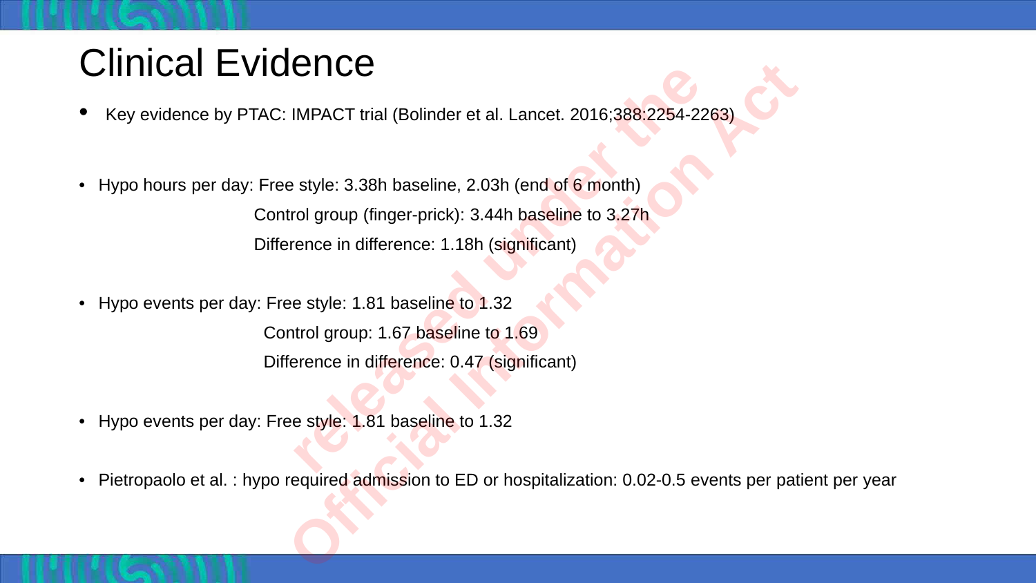# Clinical Evidence

- Key evidence by PTAC: IMPACT trial (Bolinder et al. Lancet. 2016;388:2254-2263)

- Hypo hours per day: Free style: 3.38h baseline, 2.03h (end of 6 month)
  Control group (finger-prick): 3.44h baseline to 3.27h
  Difference in difference: 1.18h (significant)

- Hypo events per day: Free style: 1.81 baseline to 1.32
  Control group: 1.67 baseline to 1.69
  Difference in difference: 0.47 (significant)

- Hypo events per day: Free style: 1.81 baseline to 1.32

- Pietropaolo et al. : hypo required admission to ED or hospitalization: 0.02-0.5 events per patient per year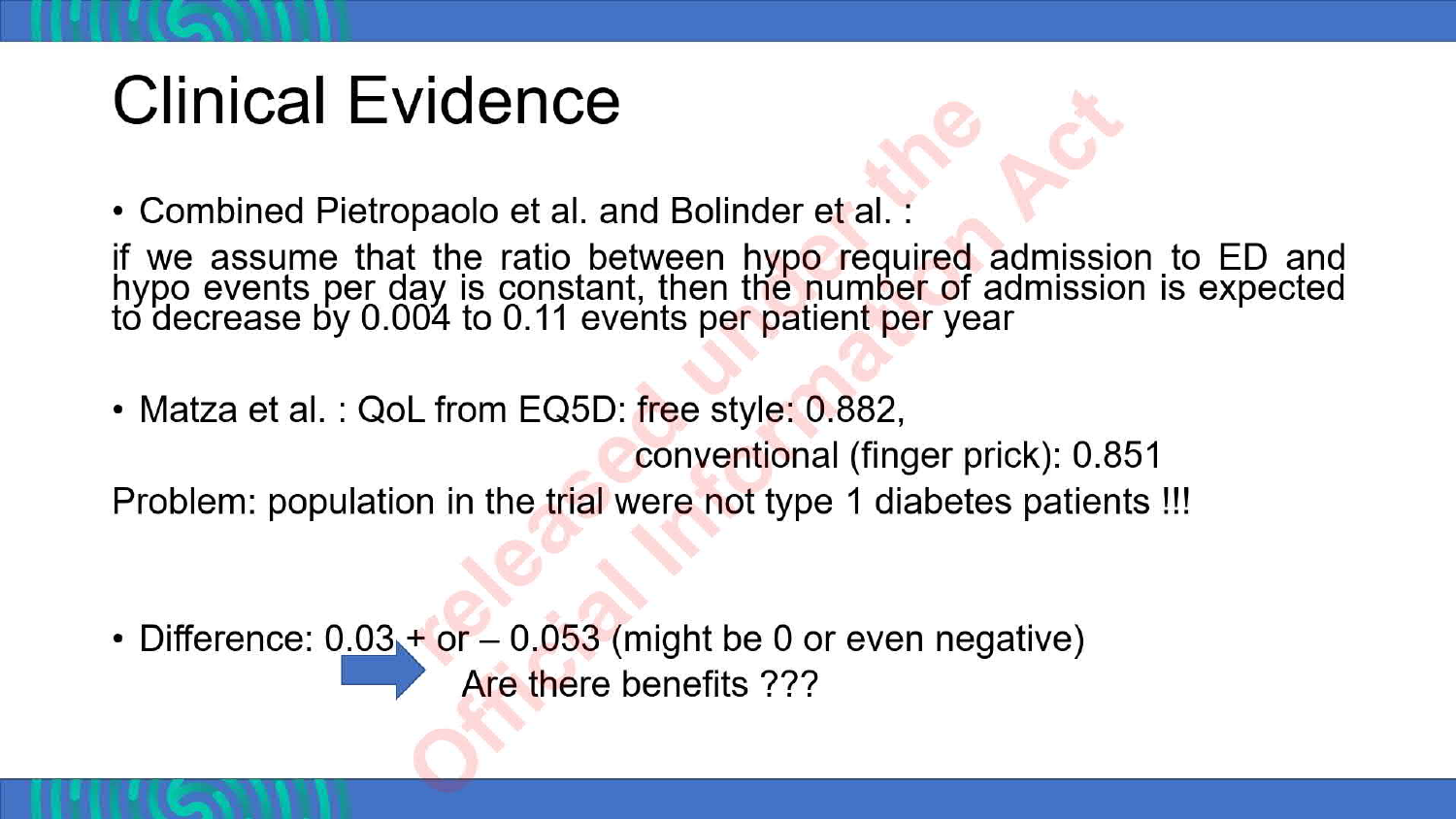# Clinical Evidence

- Combined Pietropaolo et al. and Bolinder et al. :

if we assume that the ratio between hypo required admission to ED and hypo events per day is constant, then the number of admission is expected to decrease by 0.004 to 0.11 events per patient per year

- Matza et al. : QoL from EQ5D: free style: 0.882,
  conventional (finger prick): 0.851

Problem: population in the trial were not type 1 diabetes patients !!!

- Difference: 0.03 + or – 0.053 (might be 0 or even negative)

→ Are there benefits ???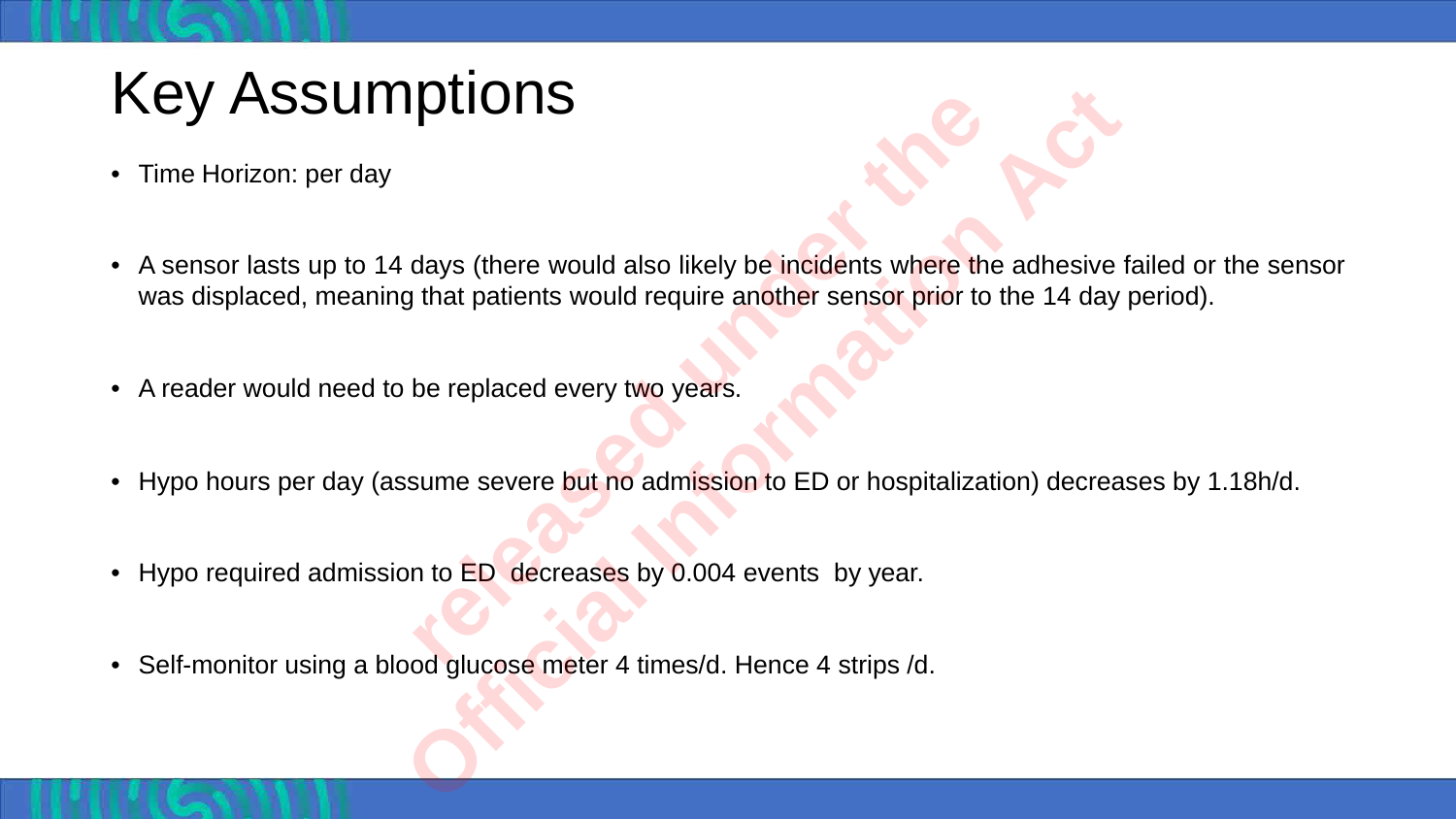# Key Assumptions

- Time Horizon: per day
- A sensor lasts up to 14 days (there would also likely be incidents where the adhesive failed or the sensor was displaced, meaning that patients would require another sensor prior to the 14 day period).
- A reader would need to be replaced every two years.
- Hypo hours per day (assume severe but no admission to ED or hospitalization) decreases by 1.18h/d.
- Hypo required admission to ED decreases by 0.004 events by year.
- Self-monitor using a blood glucose meter 4 times/d. Hence 4 strips /d.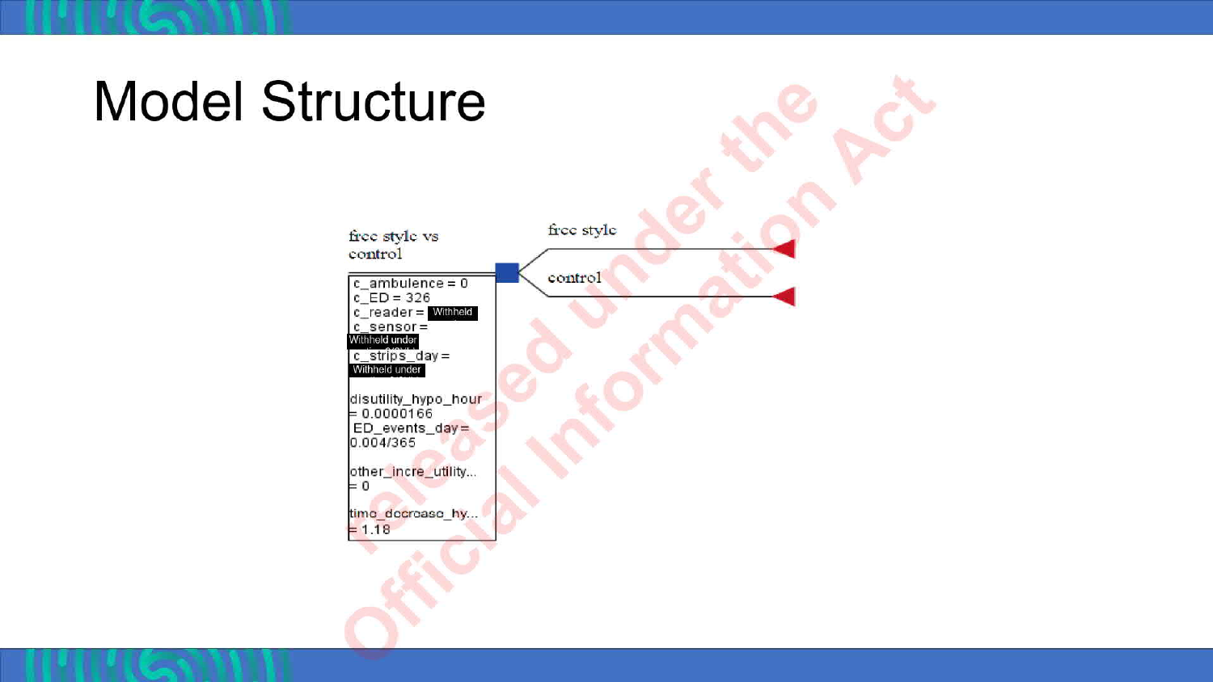# Model Structure

free style vs control

c_ambulence = 0
c_ED = 326
c_reader = Withheld
c_sensor = Withheld under
c_strips_day = Withheld under

disutility_hypo_hour = 0.0000166
ED_events_day = 0.004/365

other_incre_utility... = 0

time_decrease_hy... = 1.18

free style

control

Released under the Official Information Act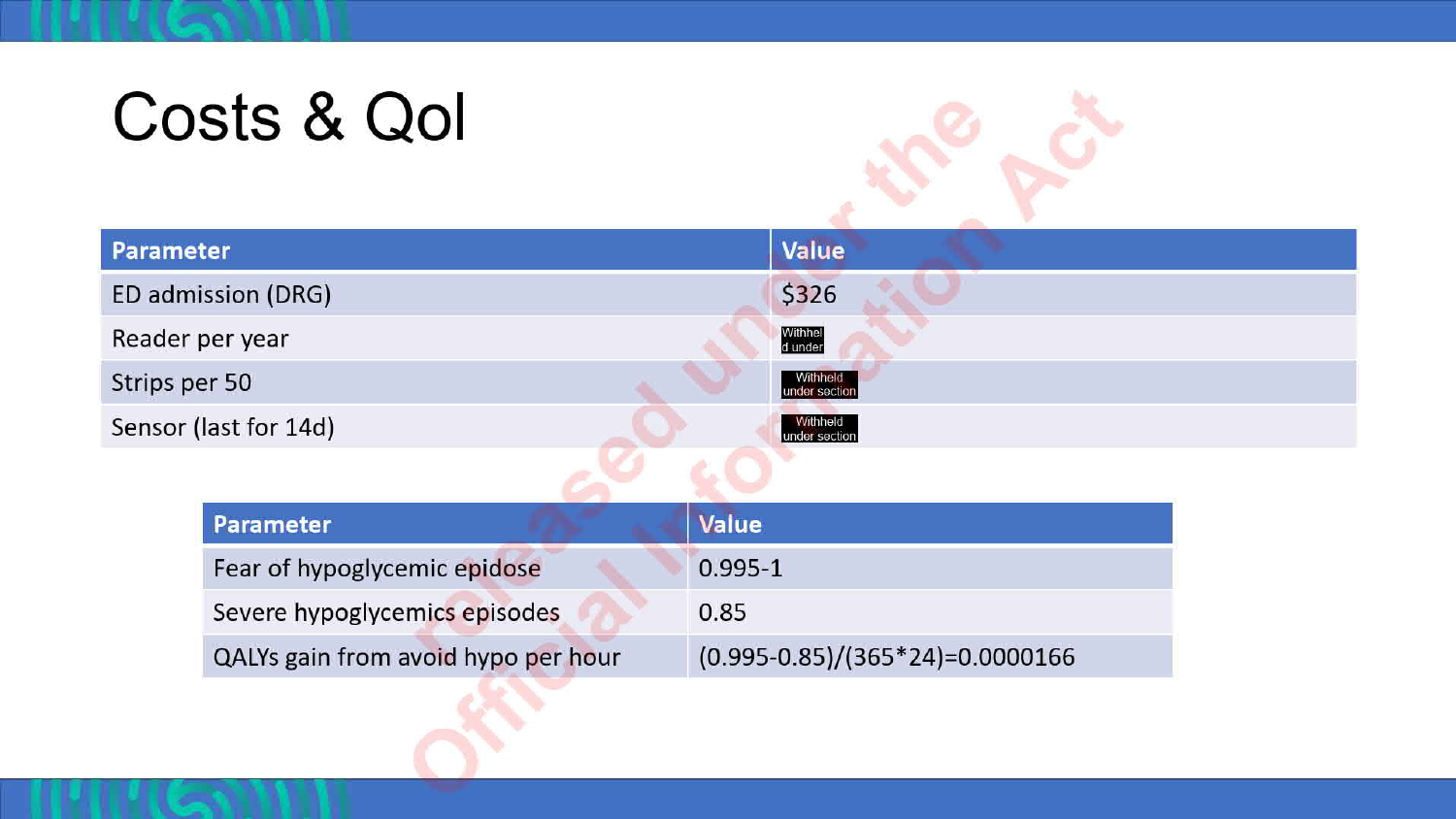# Costs & Qol

| Parameter | Value |
|---|---|
| ED admission (DRG) | $326 |
| Reader per year | Withheld under |
| Strips per 50 | Withheld under section |
| Sensor (last for 14d) | Withheld under section |

| Parameter | Value |
|---|---|
| Fear of hypoglycemic epidose | 0.995-1 |
| Severe hypoglycemics episodes | 0.85 |
| QALYs gain from avoid hypo per hour | $(0.995-0.85)/(365*24)=0.0000166$ |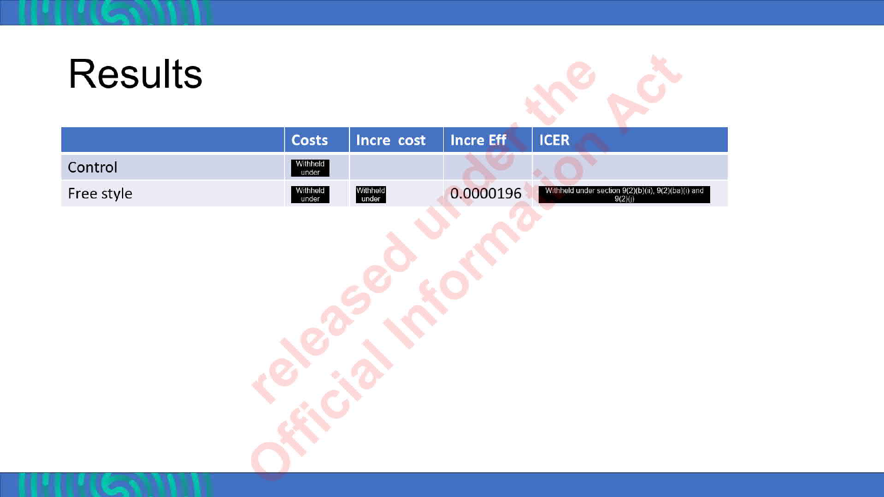# Results

| | Costs | Incre cost | Incre Eff | ICER |
|---|---|---|---|---|
| Control | Withheld under | | | |
| Free style | Withheld under | Withheld under | 0.0000196 | Withheld under section 9(2)(b)(ii), 9(2)(ba)(i) and 9(2)(j) |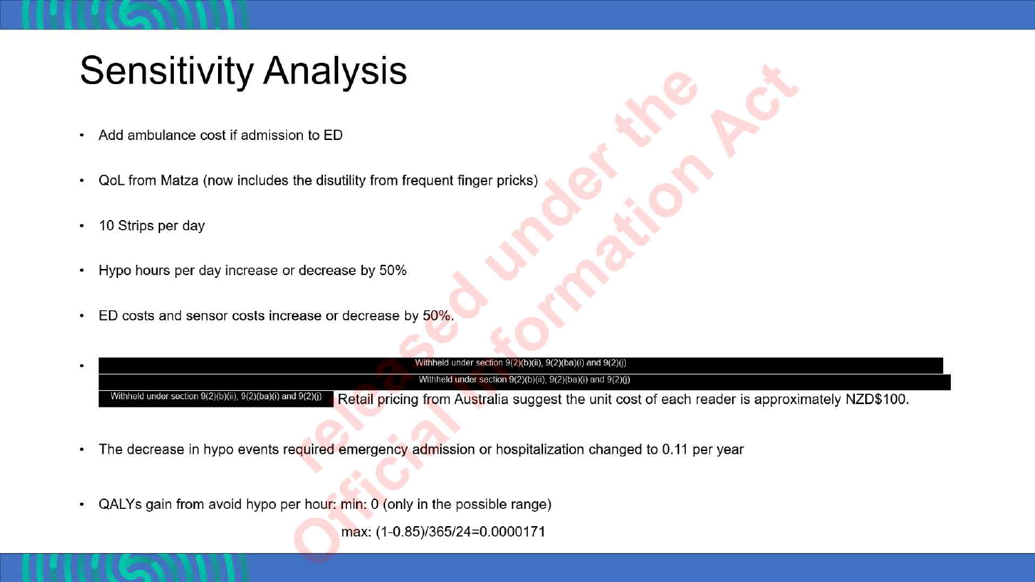# Sensitivity Analysis

- Add ambulance cost if admission to ED
- QoL from Matza (now includes the disutility from frequent finger pricks)
- 10 Strips per day
- Hypo hours per day increase or decrease by 50%
- ED costs and sensor costs increase or decrease by 50%.
- Withheld under section 9(2)(b)(ii), 9(2)(ba)(i) and 9(2)(j) Withheld under section 9(2)(b)(ii), 9(2)(ba)(i) and 9(2)(j) Withheld under section 9(2)(b)(ii), 9(2)(ba)(i) and 9(2)(j) Retail pricing from Australia suggest the unit cost of each reader is approximately NZD$100.
- The decrease in hypo events required emergency admission or hospitalization changed to 0.11 per year
- QALYs gain from avoid hypo per hour: min: 0 (only in the possible range)

  max: (1-0.85)/365/24=0.0000171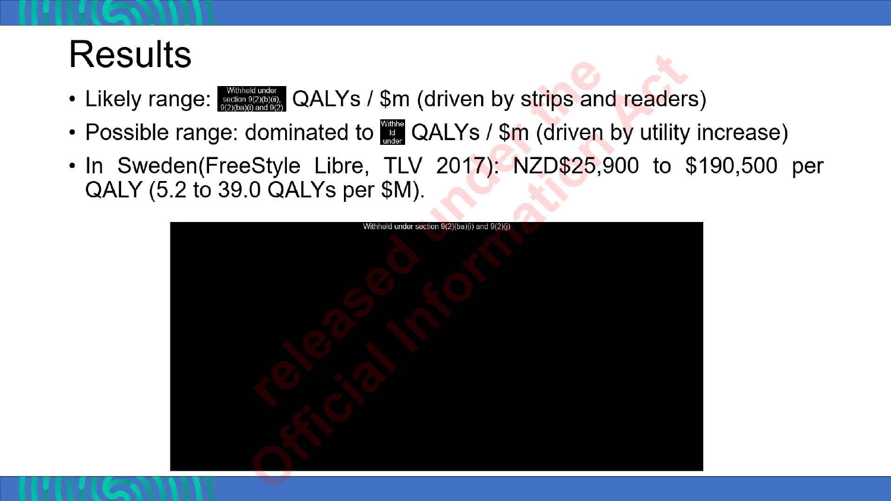# Results

- Likely range: Withheld under section 9(2)(b)(ii), 9(2)(ba)(i) and 9(2) QALYs / $m (driven by strips and readers)
- Possible range: dominated to Withheld under QALYs / $m (driven by utility increase)
- In Sweden(FreeStyle Libre, TLV 2017): NZD$25,900 to $190,500 per QALY (5.2 to 39.0 QALYs per $M).

Withheld under section 9(2)(ba)(i) and 9(2)(j)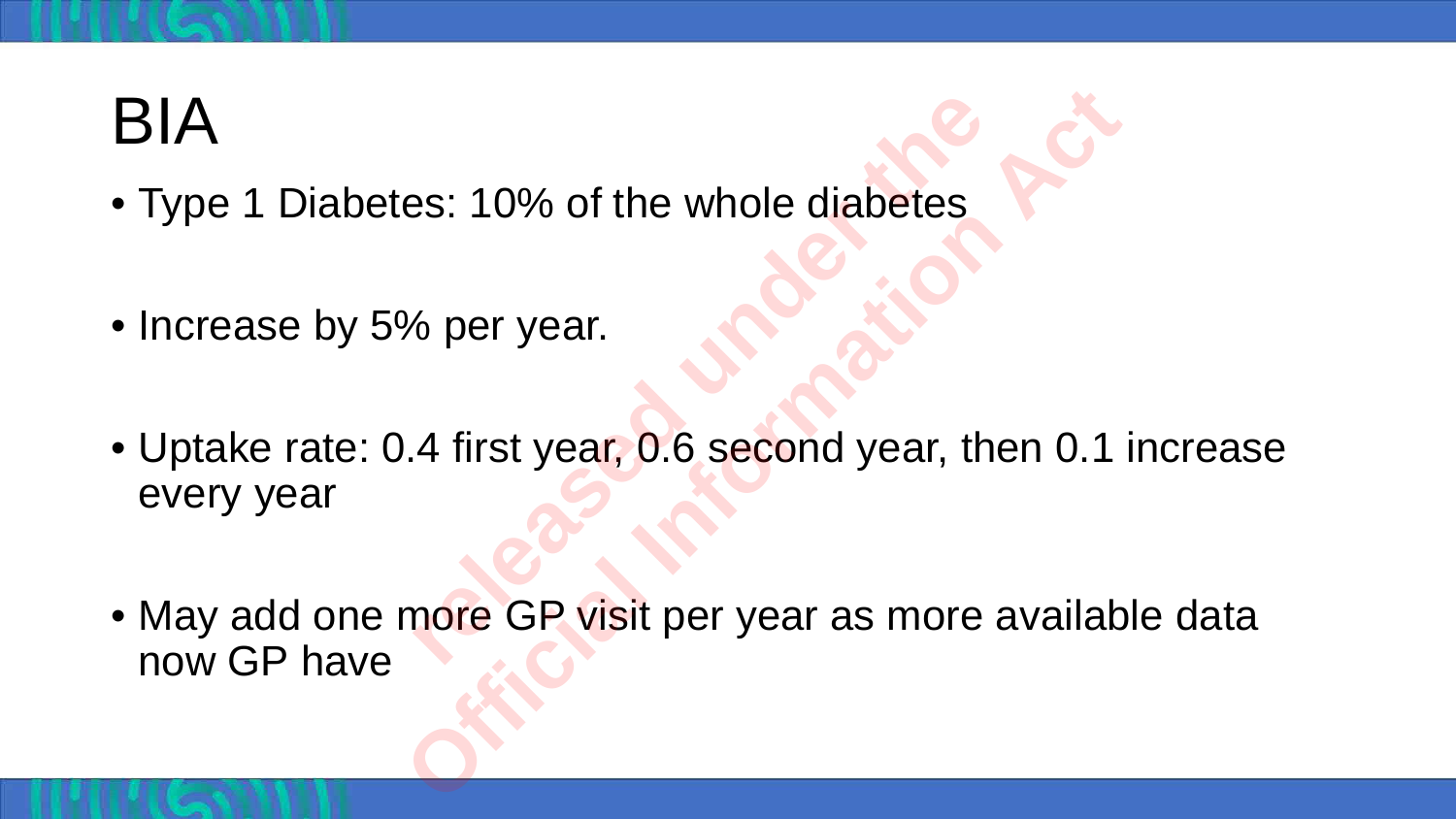# BIA

- Type 1 Diabetes: 10% of the whole diabetes
- Increase by 5% per year.
- Uptake rate: 0.4 first year, 0.6 second year, then 0.1 increase every year
- May add one more GP visit per year as more available data now GP have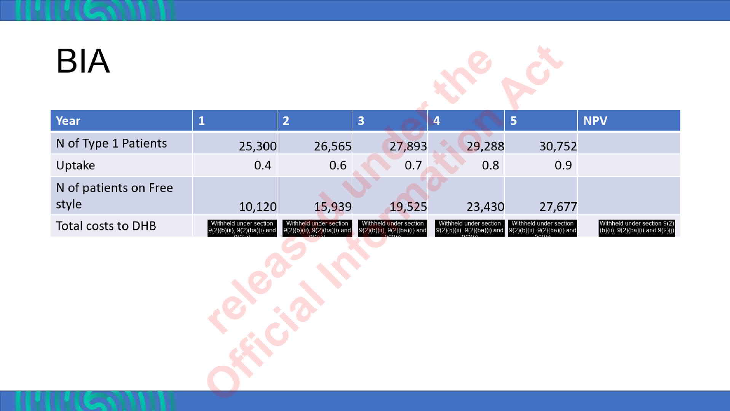# BIA

| Year | 1 | 2 | 3 | 4 | 5 | NPV |
|---|---|---|---|---|---|---|
| N of Type 1 Patients | 25,300 | 26,565 | 27,893 | 29,288 | 30,752 | |
| Uptake | 0.4 | 0.6 | 0.7 | 0.8 | 0.9 | |
| N of patients on Free style | 10,120 | 15,939 | 19,525 | 23,430 | 27,677 | |
| Total costs to DHB | Withheld under section 9(2)(b)(ii), 9(2)(ba)(i) and 9(2)(j) | Withheld under section 9(2)(b)(ii), 9(2)(ba)(i) and 9(2)(j) | Withheld under section 9(2)(b)(ii), 9(2)(ba)(i) and 9(2)(j) | Withheld under section 9(2)(b)(ii), 9(2)(ba)(i) and 9(2)(j) | Withheld under section 9(2)(b)(ii), 9(2)(ba)(i) and 9(2)(j) | Withheld under section 9(2)(b)(ii), 9(2)(ba)(i) and 9(2)(j) |

released under the Official Information Act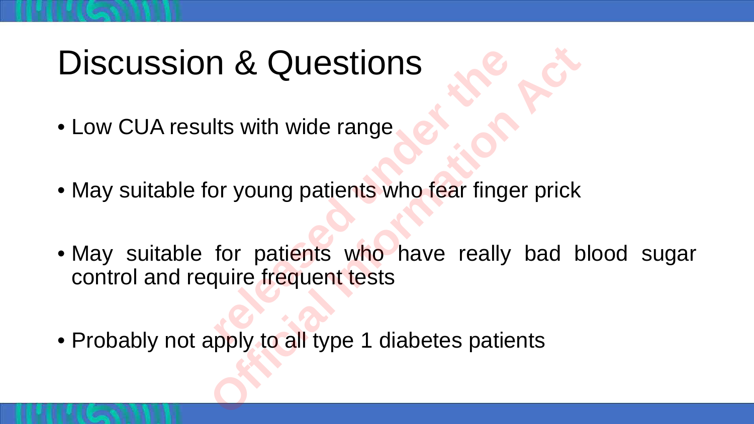# Discussion & Questions

- Low CUA results with wide range
- May suitable for young patients who fear finger prick
- May suitable for patients who have really bad blood sugar control and require frequent tests
- Probably not apply to all type 1 diabetes patients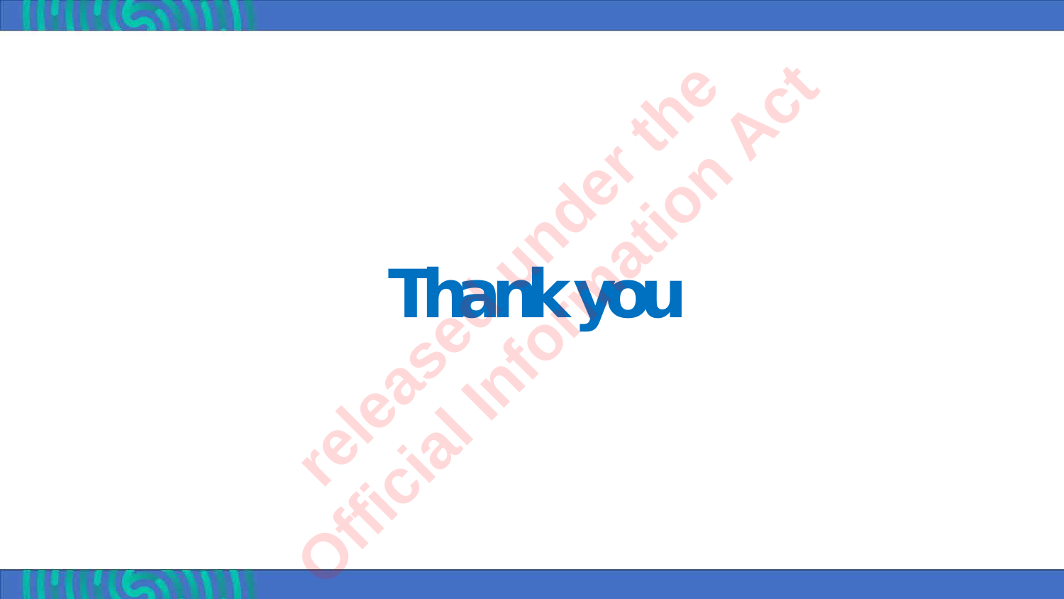# Thank you

released under the Official Information Act